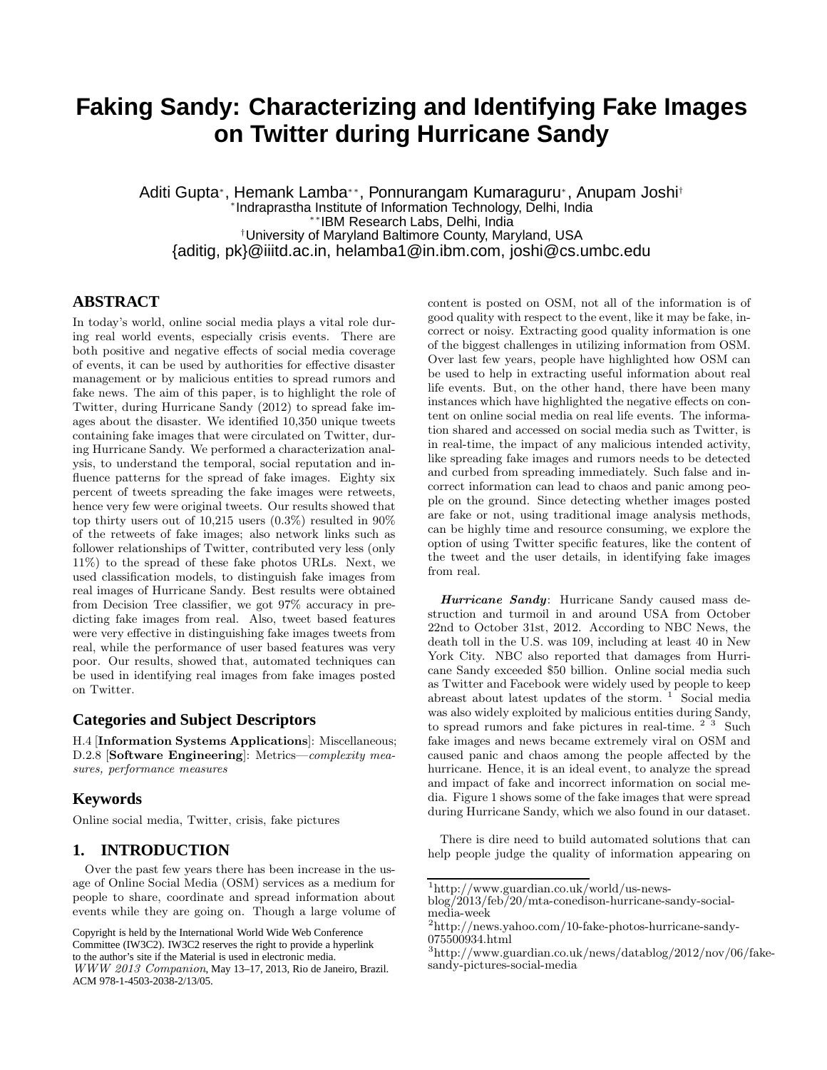# Faking Sandy: Characterizing and Identifying Fake Images on Twitter during Hurricane Sandy

Aditi Gupta[*], Hemank Lamba[**], Ponnurangam Kumaraguru[*], Anupam Joshi[†]

[*]Indraprastha Institute of Information Technology, Delhi, India
[**]IBM Research Labs, Delhi, India
[†]University of Maryland Baltimore County, Maryland, USA
{aditig, pk}@iiitd.ac.in, helamba1@in.ibm.com, joshi@cs.umbc.edu

## ABSTRACT

In today's world, online social media plays a vital role during real world events, especially crisis events. There are both positive and negative effects of social media coverage of events, it can be used by authorities for effective disaster management or by malicious entities to spread rumors and fake news. The aim of this paper, is to highlight the role of Twitter, during Hurricane Sandy (2012) to spread fake images about the disaster. We identified 10,350 unique tweets containing fake images that were circulated on Twitter, during Hurricane Sandy. We performed a characterization analysis, to understand the temporal, social reputation and influence patterns for the spread of fake images. Eighty six percent of tweets spreading the fake images were retweets, hence very few were original tweets. Our results showed that top thirty users out of 10,215 users (0.3%) resulted in 90% of the retweets of fake images; also network links such as follower relationships of Twitter, contributed very less (only 11%) to the spread of these fake photos URLs. Next, we used classification models, to distinguish fake images from real images of Hurricane Sandy. Best results were obtained from Decision Tree classifier, we got 97% accuracy in predicting fake images from real. Also, tweet based features were very effective in distinguishing fake images tweets from real, while the performance of user based features was very poor. Our results, showed that, automated techniques can be used in identifying real images from fake images posted on Twitter.

### Categories and Subject Descriptors

H.4 [**Information Systems Applications**]: Miscellaneous; D.2.8 [**Software Engineering**]: Metrics—*complexity measures, performance measures*

### Keywords

Online social media, Twitter, crisis, fake pictures

## 1. INTRODUCTION

Over the past few years there has been increase in the usage of Online Social Media (OSM) services as a medium for people to share, coordinate and spread information about events while they are going on. Though a large volume of content is posted on OSM, not all of the information is of good quality with respect to the event, like it may be fake, incorrect or noisy. Extracting good quality information is one of the biggest challenges in utilizing information from OSM. Over last few years, people have highlighted how OSM can be used to help in extracting useful information about real life events. But, on the other hand, there have been many instances which have highlighted the negative effects on content on online social media on real life events. The information shared and accessed on social media such as Twitter, is in real-time, the impact of any malicious intended activity, like spreading fake images and rumors needs to be detected and curbed from spreading immediately. Such false and incorrect information can lead to chaos and panic among people on the ground. Since detecting whether images posted are fake or not, using traditional image analysis methods, can be highly time and resource consuming, we explore the option of using Twitter specific features, like the content of the tweet and the user details, in identifying fake images from real.

***Hurricane Sandy***: Hurricane Sandy caused mass destruction and turmoil in and around USA from October 22nd to October 31st, 2012. According to NBC News, the death toll in the U.S. was 109, including at least 40 in New York City. NBC also reported that damages from Hurricane Sandy exceeded $50 billion. Online social media such as Twitter and Facebook were widely used by people to keep abreast about latest updates of the storm. [1] Social media was also widely exploited by malicious entities during Sandy, to spread rumors and fake pictures in real-time. [2] [3] Such fake images and news became extremely viral on OSM and caused panic and chaos among the people affected by the hurricane. Hence, it is an ideal event, to analyze the spread and impact of fake and incorrect information on social media. Figure 1 shows some of the fake images that were spread during Hurricane Sandy, which we also found in our dataset.

There is dire need to build automated solutions that can help people judge the quality of information appearing on

[1]http://www.guardian.co.uk/world/us-news-blog/2013/feb/20/mta-conedison-hurricane-sandy-social-media-week

[2]http://news.yahoo.com/10-fake-photos-hurricane-sandy-075500934.html

[3]http://www.guardian.co.uk/news/datablog/2012/nov/06/fake-sandy-pictures-social-media

Copyright is held by the International World Wide Web Conference Committee (IW3C2). IW3C2 reserves the right to provide a hyperlink to the author's site if the Material is used in electronic media.
*WWW 2013 Companion*, May 13–17, 2013, Rio de Janeiro, Brazil.
ACM 978-1-4503-2038-2/13/05.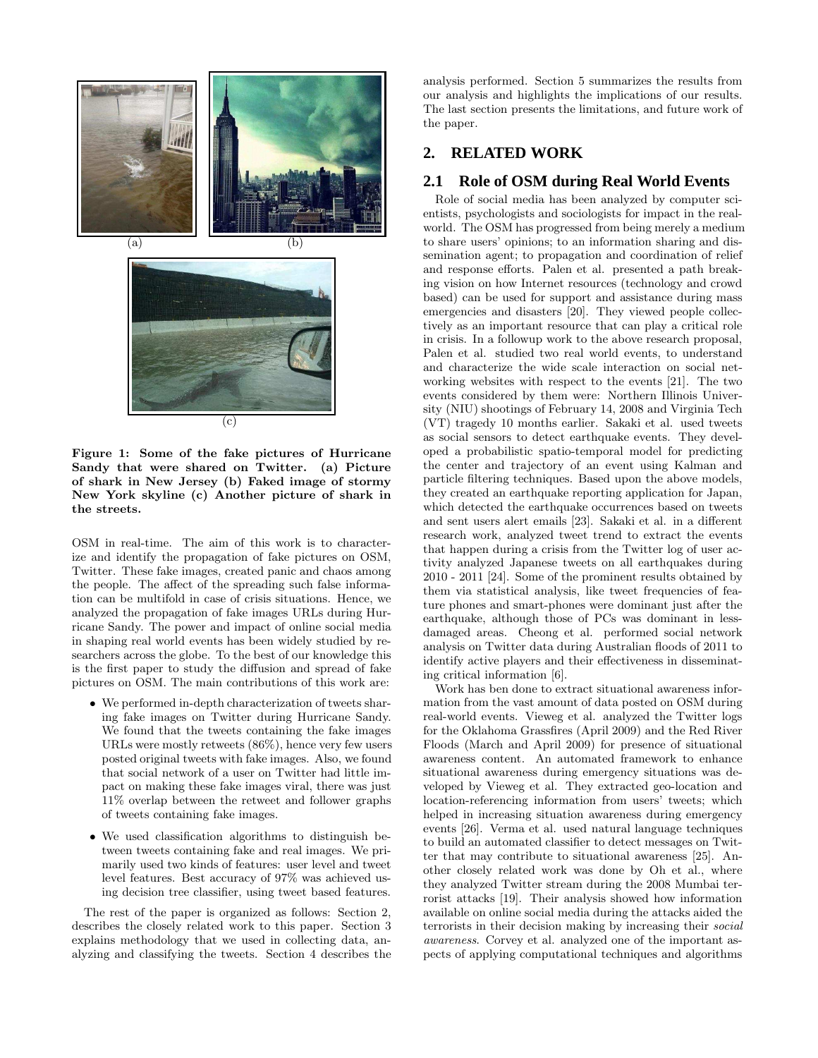(a) (b)

(c)

**Figure 1: Some of the fake pictures of Hurricane Sandy that were shared on Twitter. (a) Picture of shark in New Jersey (b) Faked image of stormy New York skyline (c) Another picture of shark in the streets.**

OSM in real-time. The aim of this work is to characterize and identify the propagation of fake pictures on OSM, Twitter. These fake images, created panic and chaos among the people. The affect of the spreading such false information can be multifold in case of crisis situations. Hence, we analyzed the propagation of fake images URLs during Hurricane Sandy. The power and impact of online social media in shaping real world events has been widely studied by researchers across the globe. To the best of our knowledge this is the first paper to study the diffusion and spread of fake pictures on OSM. The main contributions of this work are:

- We performed in-depth characterization of tweets sharing fake images on Twitter during Hurricane Sandy. We found that the tweets containing the fake images URLs were mostly retweets (86%), hence very few users posted original tweets with fake images. Also, we found that social network of a user on Twitter had little impact on making these fake images viral, there was just 11% overlap between the retweet and follower graphs of tweets containing fake images.
- We used classification algorithms to distinguish between tweets containing fake and real images. We primarily used two kinds of features: user level and tweet level features. Best accuracy of 97% was achieved using decision tree classifier, using tweet based features.

The rest of the paper is organized as follows: Section 2, describes the closely related work to this paper. Section 3 explains methodology that we used in collecting data, analyzing and classifying the tweets. Section 4 describes the analysis performed. Section 5 summarizes the results from our analysis and highlights the implications of our results. The last section presents the limitations, and future work of the paper.

## 2. RELATED WORK

### 2.1 Role of OSM during Real World Events

Role of social media has been analyzed by computer scientists, psychologists and sociologists for impact in the real-world. The OSM has progressed from being merely a medium to share users' opinions; to an information sharing and dissemination agent; to propagation and coordination of relief and response efforts. Palen et al. presented a path breaking vision on how Internet resources (technology and crowd based) can be used for support and assistance during mass emergencies and disasters [20]. They viewed people collectively as an important resource that can play a critical role in crisis. In a followup work to the above research proposal, Palen et al. studied two real world events, to understand and characterize the wide scale interaction on social networking websites with respect to the events [21]. The two events considered by them were: Northern Illinois University (NIU) shootings of February 14, 2008 and Virginia Tech (VT) tragedy 10 months earlier. Sakaki et al. used tweets as social sensors to detect earthquake events. They developed a probabilistic spatio-temporal model for predicting the center and trajectory of an event using Kalman and particle filtering techniques. Based upon the above models, they created an earthquake reporting application for Japan, which detected the earthquake occurrences based on tweets and sent users alert emails [23]. Sakaki et al. in a different research work, analyzed tweet trend to extract the events that happen during a crisis from the Twitter log of user activity analyzed Japanese tweets on all earthquakes during 2010 - 2011 [24]. Some of the prominent results obtained by them via statistical analysis, like tweet frequencies of feature phones and smart-phones were dominant just after the earthquake, although those of PCs was dominant in less-damaged areas. Cheong et al. performed social network analysis on Twitter data during Australian floods of 2011 to identify active players and their effectiveness in disseminating critical information [6].

Work has ben done to extract situational awareness information from the vast amount of data posted on OSM during real-world events. Vieweg et al. analyzed the Twitter logs for the Oklahoma Grassfires (April 2009) and the Red River Floods (March and April 2009) for presence of situational awareness content. An automated framework to enhance situational awareness during emergency situations was developed by Vieweg et al. They extracted geo-location and location-referencing information from users' tweets; which helped in increasing situation awareness during emergency events [26]. Verma et al. used natural language techniques to build an automated classifier to detect messages on Twitter that may contribute to situational awareness [25]. Another closely related work was done by Oh et al., where they analyzed Twitter stream during the 2008 Mumbai terrorist attacks [19]. Their analysis showed how information available on online social media during the attacks aided the terrorists in their decision making by increasing their *social awareness*. Corvey et al. analyzed one of the important aspects of applying computational techniques and algorithms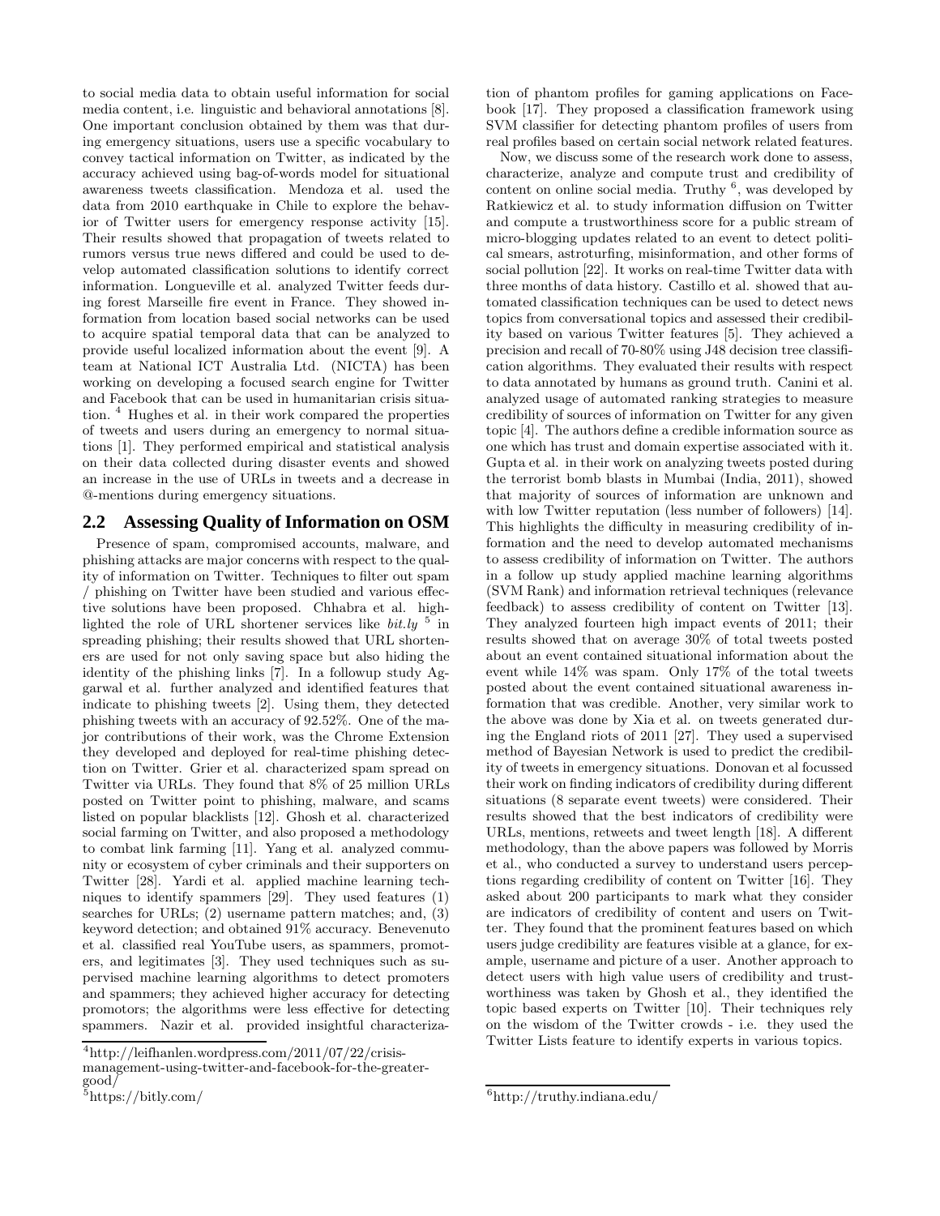to social media data to obtain useful information for social media content, i.e. linguistic and behavioral annotations [8]. One important conclusion obtained by them was that during emergency situations, users use a specific vocabulary to convey tactical information on Twitter, as indicated by the accuracy achieved using bag-of-words model for situational awareness tweets classification. Mendoza et al. used the data from 2010 earthquake in Chile to explore the behavior of Twitter users for emergency response activity [15]. Their results showed that propagation of tweets related to rumors versus true news differed and could be used to develop automated classification solutions to identify correct information. Longueville et al. analyzed Twitter feeds during forest Marseille fire event in France. They showed information from location based social networks can be used to acquire spatial temporal data that can be analyzed to provide useful localized information about the event [9]. A team at National ICT Australia Ltd. (NICTA) has been working on developing a focused search engine for Twitter and Facebook that can be used in humanitarian crisis situation. [4] Hughes et al. in their work compared the properties of tweets and users during an emergency to normal situations [1]. They performed empirical and statistical analysis on their data collected during disaster events and showed an increase in the use of URLs in tweets and a decrease in @-mentions during emergency situations.

## 2.2 Assessing Quality of Information on OSM

Presence of spam, compromised accounts, malware, and phishing attacks are major concerns with respect to the quality of information on Twitter. Techniques to filter out spam / phishing on Twitter have been studied and various effective solutions have been proposed. Chhabra et al. highlighted the role of URL shortener services like *bit.ly* [5] in spreading phishing; their results showed that URL shorteners are used for not only saving space but also hiding the identity of the phishing links [7]. In a followup study Aggarwal et al. further analyzed and identified features that indicate to phishing tweets [2]. Using them, they detected phishing tweets with an accuracy of 92.52%. One of the major contributions of their work, was the Chrome Extension they developed and deployed for real-time phishing detection on Twitter. Grier et al. characterized spam spread on Twitter via URLs. They found that 8% of 25 million URLs posted on Twitter point to phishing, malware, and scams listed on popular blacklists [12]. Ghosh et al. characterized social farming on Twitter, and also proposed a methodology to combat link farming [11]. Yang et al. analyzed community or ecosystem of cyber criminals and their supporters on Twitter [28]. Yardi et al. applied machine learning techniques to identify spammers [29]. They used features (1) searches for URLs; (2) username pattern matches; and, (3) keyword detection; and obtained 91% accuracy. Benevenuto et al. classified real YouTube users, as spammers, promoters, and legitimates [3]. They used techniques such as supervised machine learning algorithms to detect promoters and spammers; they achieved higher accuracy for detecting promotors; the algorithms were less effective for detecting spammers. Nazir et al. provided insightful characterization of phantom profiles for gaming applications on Facebook [17]. They proposed a classification framework using SVM classifier for detecting phantom profiles of users from real profiles based on certain social network related features.

Now, we discuss some of the research work done to assess, characterize, analyze and compute trust and credibility of content on online social media. Truthy [6], was developed by Ratkiewicz et al. to study information diffusion on Twitter and compute a trustworthiness score for a public stream of micro-blogging updates related to an event to detect political smears, astroturfing, misinformation, and other forms of social pollution [22]. It works on real-time Twitter data with three months of data history. Castillo et al. showed that automated classification techniques can be used to detect news topics from conversational topics and assessed their credibility based on various Twitter features [5]. They achieved a precision and recall of 70-80% using J48 decision tree classification algorithms. They evaluated their results with respect to data annotated by humans as ground truth. Canini et al. analyzed usage of automated ranking strategies to measure credibility of sources of information on Twitter for any given topic [4]. The authors define a credible information source as one which has trust and domain expertise associated with it. Gupta et al. in their work on analyzing tweets posted during the terrorist bomb blasts in Mumbai (India, 2011), showed that majority of sources of information are unknown and with low Twitter reputation (less number of followers) [14]. This highlights the difficulty in measuring credibility of information and the need to develop automated mechanisms to assess credibility of information on Twitter. The authors in a follow up study applied machine learning algorithms (SVM Rank) and information retrieval techniques (relevance feedback) to assess credibility of content on Twitter [13]. They analyzed fourteen high impact events of 2011; their results showed that on average 30% of total tweets posted about an event contained situational information about the event while 14% was spam. Only 17% of the total tweets posted about the event contained situational awareness information that was credible. Another, very similar work to the above was done by Xia et al. on tweets generated during the England riots of 2011 [27]. They used a supervised method of Bayesian Network is used to predict the credibility of tweets in emergency situations. Donovan et al focussed their work on finding indicators of credibility during different situations (8 separate event tweets) were considered. Their results showed that the best indicators of credibility were URLs, mentions, retweets and tweet length [18]. A different methodology, than the above papers was followed by Morris et al., who conducted a survey to understand users perceptions regarding credibility of content on Twitter [16]. They asked about 200 participants to mark what they consider are indicators of credibility of content and users on Twitter. They found that the prominent features based on which users judge credibility are features visible at a glance, for example, username and picture of a user. Another approach to detect users with high value users of credibility and trustworthiness was taken by Ghosh et al., they identified the topic based experts on Twitter [10]. Their techniques rely on the wisdom of the Twitter crowds - i.e. they used the Twitter Lists feature to identify experts in various topics.

---

[4] http://leifhanlen.wordpress.com/2011/07/22/crisis-management-using-twitter-and-facebook-for-the-greater-good/

[5] https://bitly.com/

[6] http://truthy.indiana.edu/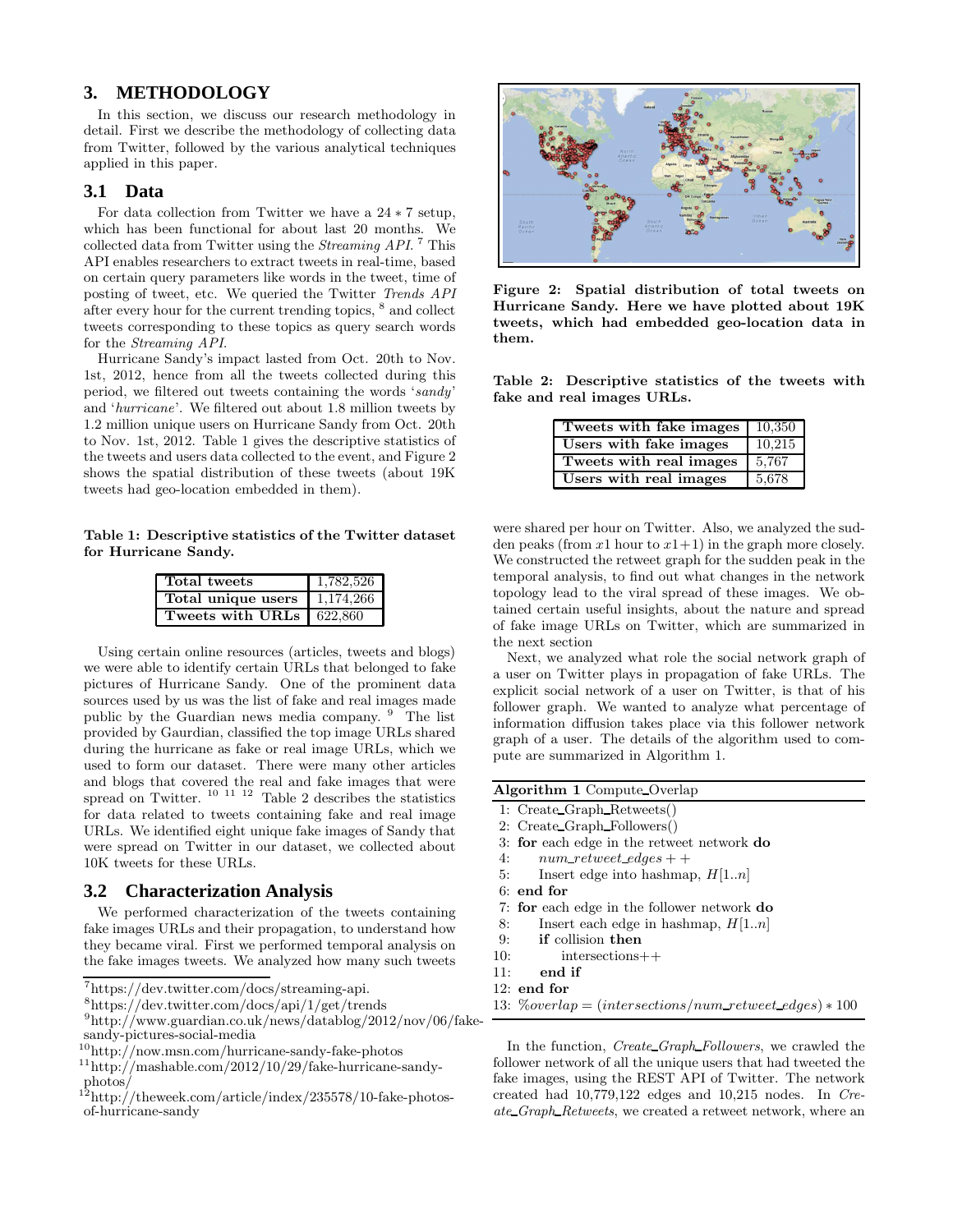## 3. METHODOLOGY

In this section, we discuss our research methodology in detail. First we describe the methodology of collecting data from Twitter, followed by the various analytical techniques applied in this paper.

### 3.1 Data

For data collection from Twitter we have a $24 * 7$ setup, which has been functional for about last 20 months. We collected data from Twitter using the *Streaming API*.[7] This API enables researchers to extract tweets in real-time, based on certain query parameters like words in the tweet, time of posting of tweet, etc. We queried the Twitter *Trends API* after every hour for the current trending topics,[8] and collect tweets corresponding to these topics as query search words for the *Streaming API*.

Hurricane Sandy's impact lasted from Oct. 20th to Nov. 1st, 2012, hence from all the tweets collected during this period, we filtered out tweets containing the words '*sandy*' and '*hurricane*'. We filtered out about 1.8 million tweets by 1.2 million unique users on Hurricane Sandy from Oct. 20th to Nov. 1st, 2012. Table 1 gives the descriptive statistics of the tweets and users data collected to the event, and Figure 2 shows the spatial distribution of these tweets (about 19K tweets had geo-location embedded in them).

**Table 1: Descriptive statistics of the Twitter dataset for Hurricane Sandy.**

| | |
|---|---|
| **Total tweets** | 1,782,526 |
| **Total unique users** | 1,174,266 |
| **Tweets with URLs** | 622,860 |

Using certain online resources (articles, tweets and blogs) we were able to identify certain URLs that belonged to fake pictures of Hurricane Sandy. One of the prominent data sources used by us was the list of fake and real images made public by the Guardian news media company.[9] The list provided by Gaurdian, classified the top image URLs shared during the hurricane as fake or real image URLs, which we used to form our dataset. There were many other articles and blogs that covered the real and fake images that were spread on Twitter.[10][11][12] Table 2 describes the statistics for data related to tweets containing fake and real image URLs. We identified eight unique fake images of Sandy that were spread on Twitter in our dataset, we collected about 10K tweets for these URLs.

### 3.2 Characterization Analysis

We performed characterization of the tweets containing fake images URLs and their propagation, to understand how they became viral. First we performed temporal analysis on the fake images tweets. We analyzed how many such tweets were shared per hour on Twitter. Also, we analyzed the sudden peaks (from $x1$ hour to $x1+1$) in the graph more closely. We constructed the retweet graph for the sudden peak in the temporal analysis, to find out what changes in the network topology lead to the viral spread of these images. We obtained certain useful insights, about the nature and spread of fake image URLs on Twitter, which are summarized in the next section

**Figure 2: Spatial distribution of total tweets on Hurricane Sandy. Here we have plotted about 19K tweets, which had embedded geo-location data in them.**

**Table 2: Descriptive statistics of the tweets with fake and real images URLs.**

| | |
|---|---|
| **Tweets with fake images** | 10,350 |
| **Users with fake images** | 10,215 |
| **Tweets with real images** | 5,767 |
| **Users with real images** | 5,678 |

Next, we analyzed what role the social network graph of a user on Twitter plays in propagation of fake URLs. The explicit social network of a user on Twitter, is that of his follower graph. We wanted to analyze what percentage of information diffusion takes place via this follower network graph of a user. The details of the algorithm used to compute are summarized in Algorithm 1.

**Algorithm 1** Compute_Overlap

```
1: Create_Graph_Retweets()
2: Create_Graph_Followers()
3: for each edge in the retweet network do
4:     num_retweet_edges++
5:     Insert edge into hashmap, H[1..n]
6: end for
7: for each edge in the follower network do
8:     Insert each edge in hashmap, H[1..n]
9:     if collision then
10:        intersections++
11:    end if
12: end for
13: %overlap = (intersections/num_retweet_edges) * 100
```

In the function, *Create_Graph_Followers*, we crawled the follower network of all the unique users that had tweeted the fake images, using the REST API of Twitter. The network created had 10,779,122 edges and 10,215 nodes. In *Create_Graph_Retweets*, we created a retweet network, where an

[7]https://dev.twitter.com/docs/streaming-api.
[8]https://dev.twitter.com/docs/api/1/get/trends
[9]http://www.guardian.co.uk/news/datablog/2012/nov/06/fake-sandy-pictures-social-media
[10]http://now.msn.com/hurricane-sandy-fake-photos
[11]http://mashable.com/2012/10/29/fake-hurricane-sandy-photos/
[12]http://theweek.com/article/index/235578/10-fake-photos-of-hurricane-sandy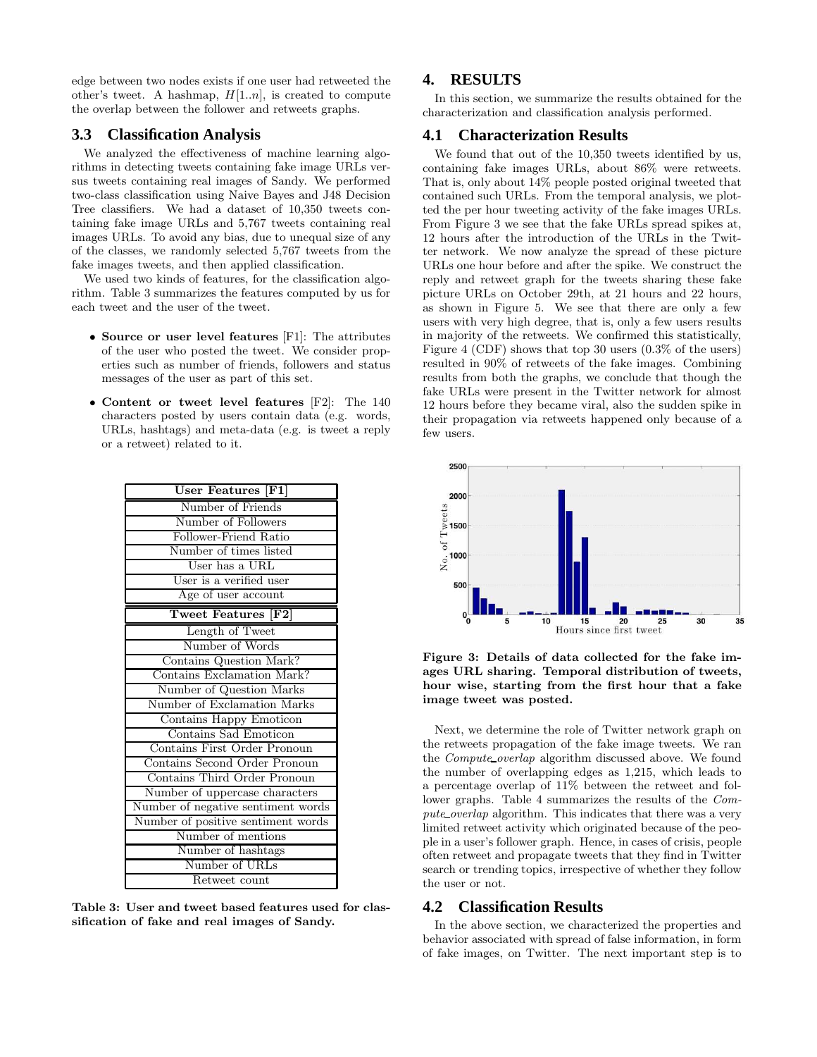edge between two nodes exists if one user had retweeted the other's tweet. A hashmap, $H[1..n]$, is created to compute the overlap between the follower and retweets graphs.

### 3.3 Classification Analysis

We analyzed the effectiveness of machine learning algorithms in detecting tweets containing fake image URLs versus tweets containing real images of Sandy. We performed two-class classification using Naive Bayes and J48 Decision Tree classifiers. We had a dataset of 10,350 tweets containing fake image URLs and 5,767 tweets containing real images URLs. To avoid any bias, due to unequal size of any of the classes, we randomly selected 5,767 tweets from the fake images tweets, and then applied classification.

We used two kinds of features, for the classification algorithm. Table 3 summarizes the features computed by us for each tweet and the user of the tweet.

- **Source or user level features** [F1]: The attributes of the user who posted the tweet. We consider properties such as number of friends, followers and status messages of the user as part of this set.
- **Content or tweet level features** [F2]: The 140 characters posted by users contain data (e.g. words, URLs, hashtags) and meta-data (e.g. is tweet a reply or a retweet) related to it.

| User Features [F1] |
|---|
| Number of Friends |
| Number of Followers |
| Follower-Friend Ratio |
| Number of times listed |
| User has a URL |
| User is a verified user |
| Age of user account |
| **Tweet Features [F2]** |
| Length of Tweet |
| Number of Words |
| Contains Question Mark? |
| Contains Exclamation Mark? |
| Number of Question Marks |
| Number of Exclamation Marks |
| Contains Happy Emoticon |
| Contains Sad Emoticon |
| Contains First Order Pronoun |
| Contains Second Order Pronoun |
| Contains Third Order Pronoun |
| Number of uppercase characters |
| Number of negative sentiment words |
| Number of positive sentiment words |
| Number of mentions |
| Number of hashtags |
| Number of URLs |
| Retweet count |

**Table 3: User and tweet based features used for classification of fake and real images of Sandy.**

## 4. RESULTS

In this section, we summarize the results obtained for the characterization and classification analysis performed.

### 4.1 Characterization Results

We found that out of the 10,350 tweets identified by us, containing fake images URLs, about 86% were retweets. That is, only about 14% people posted original tweeted that contained such URLs. From the temporal analysis, we plotted the per hour tweeting activity of the fake images URLs. From Figure 3 we see that the fake URLs spread spikes at, 12 hours after the introduction of the URLs in the Twitter network. We now analyze the spread of these picture URLs one hour before and after the spike. We construct the reply and retweet graph for the tweets sharing these fake picture URLs on October 29th, at 21 hours and 22 hours, as shown in Figure 5. We see that there are only a few users with very high degree, that is, only a few users results in majority of the retweets. We confirmed this statistically, Figure 4 (CDF) shows that top 30 users (0.3% of the users) resulted in 90% of retweets of the fake images. Combining results from both the graphs, we conclude that though the fake URLs were present in the Twitter network for almost 12 hours before they became viral, also the sudden spike in their propagation via retweets happened only because of a few users.

**Figure 3: Details of data collected for the fake images URL sharing. Temporal distribution of tweets, hour wise, starting from the first hour that a fake image tweet was posted.**

Next, we determine the role of Twitter network graph on the retweets propagation of the fake image tweets. We ran the *Compute_overlap* algorithm discussed above. We found the number of overlapping edges as 1,215, which leads to a percentage overlap of 11% between the retweet and follower graphs. Table 4 summarizes the results of the *Compute_overlap* algorithm. This indicates that there was a very limited retweet activity which originated because of the people in a user's follower graph. Hence, in cases of crisis, people often retweet and propagate tweets that they find in Twitter search or trending topics, irrespective of whether they follow the user or not.

### 4.2 Classification Results

In the above section, we characterized the properties and behavior associated with spread of false information, in form of fake images, on Twitter. The next important step is to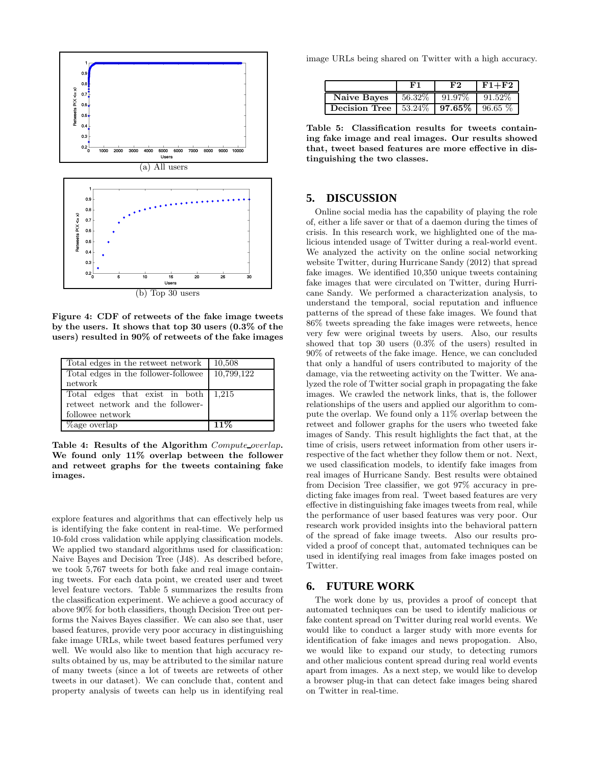(a) All users

(b) Top 30 users

**Figure 4: CDF of retweets of the fake image tweets by the users. It shows that top 30 users (0.3% of the users) resulted in 90% of retweets of the fake images**

| Total edges in the retweet network | 10,508 |
|---|---|
| Total edges in the follower-followee network | 10,799,122 |
| Total edges that exist in both retweet network and the follower-followee network | 1,215 |
| %age overlap | **11%** |

**Table 4: Results of the Algorithm *Compute_overlap*. We found only 11% overlap between the follower and retweet graphs for the tweets containing fake images.**

explore features and algorithms that can effectively help us is identifying the fake content in real-time. We performed 10-fold cross validation while applying classification models. We applied two standard algorithms used for classification: Naive Bayes and Decision Tree (J48). As described before, we took 5,767 tweets for both fake and real image containing tweets. For each data point, we created user and tweet level feature vectors. Table 5 summarizes the results from the classification experiment. We achieve a good accuracy of above 90% for both classifiers, though Decision Tree out performs the Naives Bayes classifier. We can also see that, user based features, provide very poor accuracy in distinguishing fake image URLs, while tweet based features perfumed very well. We would also like to mention that high accuracy results obtained by us, may be attributed to the similar nature of many tweets (since a lot of tweets are retweets of other tweets in our dataset). We can conclude that, content and property analysis of tweets can help us in identifying real image URLs being shared on Twitter with a high accuracy.

| | **F1** | **F2** | **F1+F2** |
|---|---|---|---|
| **Naive Bayes** | 56.32% | 91.97% | 91.52% |
| **Decision Tree** | 53.24% | **97.65%** | 96.65 % |

**Table 5: Classification results for tweets containing fake image and real images. Our results showed that, tweet based features are more effective in distinguishing the two classes.**

## 5. DISCUSSION

Online social media has the capability of playing the role of, either a life saver or that of a daemon during the times of crisis. In this research work, we highlighted one of the malicious intended usage of Twitter during a real-world event. We analyzed the activity on the online social networking website Twitter, during Hurricane Sandy (2012) that spread fake images. We identified 10,350 unique tweets containing fake images that were circulated on Twitter, during Hurricane Sandy. We performed a characterization analysis, to understand the temporal, social reputation and influence patterns of the spread of these fake images. We found that 86% tweets spreading the fake images were retweets, hence very few were original tweets by users. Also, our results showed that top 30 users (0.3% of the users) resulted in 90% of retweets of the fake image. Hence, we can concluded that only a handful of users contributed to majority of the damage, via the retweeting activity on the Twitter. We analyzed the role of Twitter social graph in propagating the fake images. We crawled the network links, that is, the follower relationships of the users and applied our algorithm to compute the overlap. We found only a 11% overlap between the retweet and follower graphs for the users who tweeted fake images of Sandy. This result highlights the fact that, at the time of crisis, users retweet information from other users irrespective of the fact whether they follow them or not. Next, we used classification models, to identify fake images from real images of Hurricane Sandy. Best results were obtained from Decision Tree classifier, we got 97% accuracy in predicting fake images from real. Tweet based features are very effective in distinguishing fake images tweets from real, while the performance of user based features was very poor. Our research work provided insights into the behavioral pattern of the spread of fake image tweets. Also our results provided a proof of concept that, automated techniques can be used in identifying real images from fake images posted on Twitter.

## 6. FUTURE WORK

The work done by us, provides a proof of concept that automated techniques can be used to identify malicious or fake content spread on Twitter during real world events. We would like to conduct a larger study with more events for identification of fake images and news propogation. Also, we would like to expand our study, to detecting rumors and other malicious content spread during real world events apart from images. As a next step, we would like to develop a browser plug-in that can detect fake images being shared on Twitter in real-time.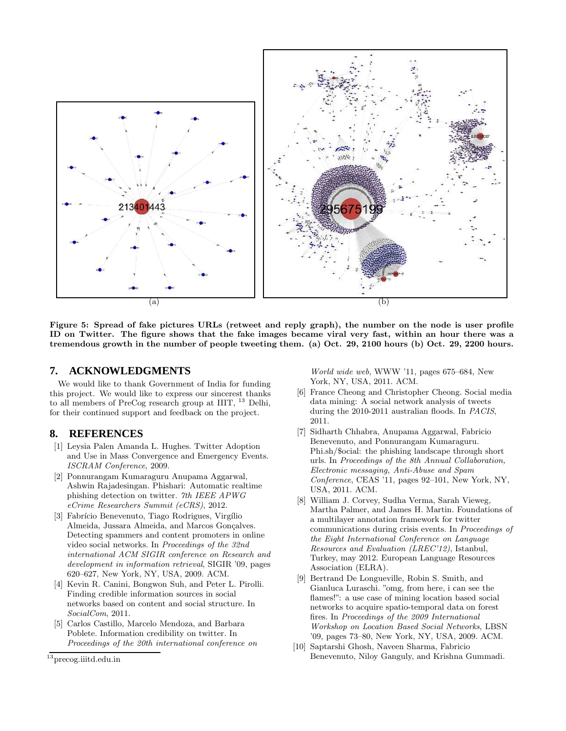**Figure 5: Spread of fake pictures URLs (retweet and reply graph), the number on the node is user profile ID on Twitter. The figure shows that the fake images became viral very fast, within an hour there was a tremendous growth in the number of people tweeting them. (a) Oct. 29, 2100 hours (b) Oct. 29, 2200 hours.**

## 7. ACKNOWLEDGMENTS

We would like to thank Government of India for funding this project. We would like to express our sincerest thanks to all members of PreCog research group at IIIT, [13] Delhi, for their continued support and feedback on the project.

## 8. REFERENCES

- [1] Leysia Palen Amanda L. Hughes. Twitter Adoption and Use in Mass Convergence and Emergency Events. *ISCRAM Conference*, 2009.
- [2] Ponnurangam Kumaraguru Anupama Aggarwal, Ashwin Rajadesingan. Phishari: Automatic realtime phishing detection on twitter. *7th IEEE APWG eCrime Researchers Summit (eCRS)*, 2012.
- [3] Fabrício Benevenuto, Tiago Rodrigues, Virgílio Almeida, Jussara Almeida, and Marcos Gonçalves. Detecting spammers and content promoters in online video social networks. In *Proceedings of the 32nd international ACM SIGIR conference on Research and development in information retrieval*, SIGIR '09, pages 620–627, New York, NY, USA, 2009. ACM.
- [4] Kevin R. Canini, Bongwon Suh, and Peter L. Pirolli. Finding credible information sources in social networks based on content and social structure. In *SocialCom*, 2011.
- [5] Carlos Castillo, Marcelo Mendoza, and Barbara Poblete. Information credibility on twitter. In *Proceedings of the 20th international conference on World wide web*, WWW '11, pages 675–684, New York, NY, USA, 2011. ACM.
- [6] France Cheong and Christopher Cheong. Social media data mining: A social network analysis of tweets during the 2010-2011 australian floods. In *PACIS*, 2011.
- [7] Sidharth Chhabra, Anupama Aggarwal, Fabricio Benevenuto, and Ponnurangam Kumaraguru. Phi.sh/$ocial: the phishing landscape through short urls. In *Proceedings of the 8th Annual Collaboration, Electronic messaging, Anti-Abuse and Spam Conference*, CEAS '11, pages 92–101, New York, NY, USA, 2011. ACM.
- [8] William J. Corvey, Sudha Verma, Sarah Vieweg, Martha Palmer, and James H. Martin. Foundations of a multilayer annotation framework for twitter communications during crisis events. In *Proceedings of the Eight International Conference on Language Resources and Evaluation (LREC'12)*, Istanbul, Turkey, may 2012. European Language Resources Association (ELRA).
- [9] Bertrand De Longueville, Robin S. Smith, and Gianluca Luraschi. "omg, from here, i can see the flames!": a use case of mining location based social networks to acquire spatio-temporal data on forest fires. In *Proceedings of the 2009 International Workshop on Location Based Social Networks*, LBSN '09, pages 73–80, New York, NY, USA, 2009. ACM.
- [10] Saptarshi Ghosh, Naveen Sharma, Fabricio Benevenuto, Niloy Ganguly, and Krishna Gummadi.

[13] precog.iiitd.edu.in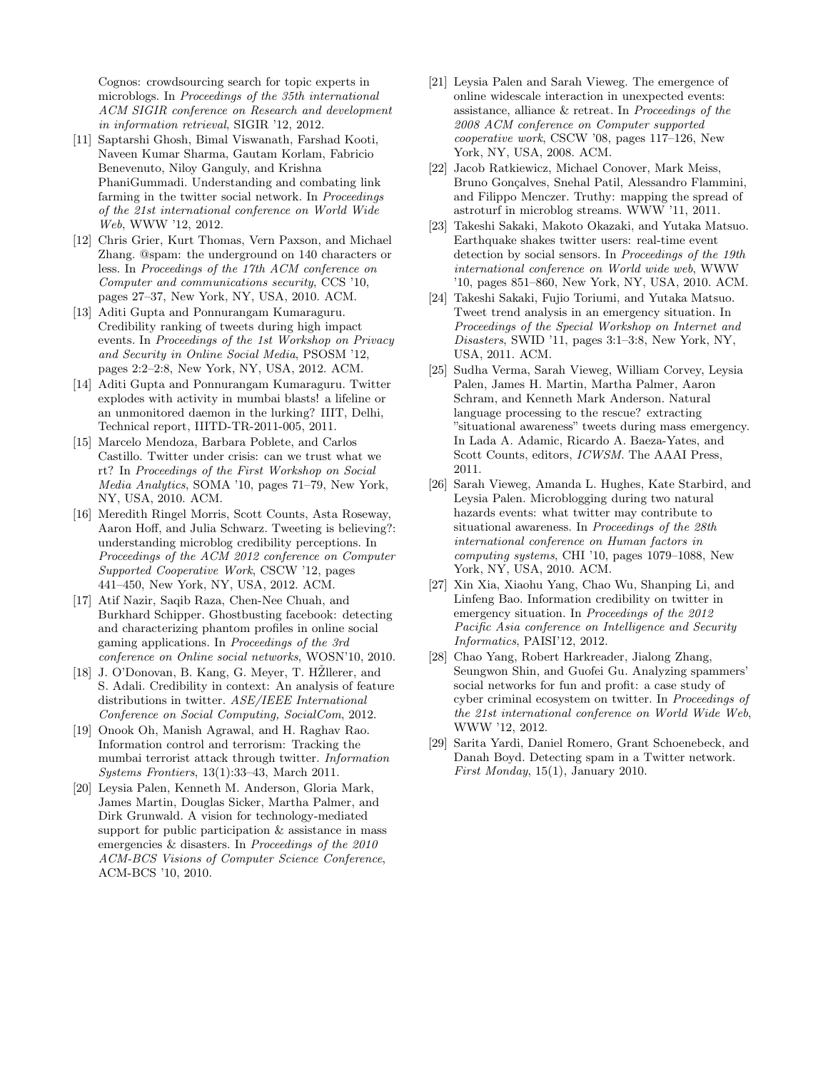Cognos: crowdsourcing search for topic experts in microblogs. In *Proceedings of the 35th international ACM SIGIR conference on Research and development in information retrieval*, SIGIR '12, 2012.

[11] Saptarshi Ghosh, Bimal Viswanath, Farshad Kooti, Naveen Kumar Sharma, Gautam Korlam, Fabricio Benevenuto, Niloy Ganguly, and Krishna PhaniGummadi. Understanding and combating link farming in the twitter social network. In *Proceedings of the 21st international conference on World Wide Web*, WWW '12, 2012.

[12] Chris Grier, Kurt Thomas, Vern Paxson, and Michael Zhang. @spam: the underground on 140 characters or less. In *Proceedings of the 17th ACM conference on Computer and communications security*, CCS '10, pages 27–37, New York, NY, USA, 2010. ACM.

[13] Aditi Gupta and Ponnurangam Kumaraguru. Credibility ranking of tweets during high impact events. In *Proceedings of the 1st Workshop on Privacy and Security in Online Social Media*, PSOSM '12, pages 2:2–2:8, New York, NY, USA, 2012. ACM.

[14] Aditi Gupta and Ponnurangam Kumaraguru. Twitter explodes with activity in mumbai blasts! a lifeline or an unmonitored daemon in the lurking? IIIT, Delhi, Technical report, IIITD-TR-2011-005, 2011.

[15] Marcelo Mendoza, Barbara Poblete, and Carlos Castillo. Twitter under crisis: can we trust what we rt? In *Proceedings of the First Workshop on Social Media Analytics*, SOMA '10, pages 71–79, New York, NY, USA, 2010. ACM.

[16] Meredith Ringel Morris, Scott Counts, Asta Roseway, Aaron Hoff, and Julia Schwarz. Tweeting is believing?: understanding microblog credibility perceptions. In *Proceedings of the ACM 2012 conference on Computer Supported Cooperative Work*, CSCW '12, pages 441–450, New York, NY, USA, 2012. ACM.

[17] Atif Nazir, Saqib Raza, Chen-Nee Chuah, and Burkhard Schipper. Ghostbusting facebook: detecting and characterizing phantom profiles in online social gaming applications. In *Proceedings of the 3rd conference on Online social networks*, WOSN'10, 2010.

[18] J. O'Donovan, B. Kang, G. Meyer, T. HŽllerer, and S. Adali. Credibility in context: An analysis of feature distributions in twitter. *ASE/IEEE International Conference on Social Computing, SocialCom*, 2012.

[19] Onook Oh, Manish Agrawal, and H. Raghav Rao. Information control and terrorism: Tracking the mumbai terrorist attack through twitter. *Information Systems Frontiers*, 13(1):33–43, March 2011.

[20] Leysia Palen, Kenneth M. Anderson, Gloria Mark, James Martin, Douglas Sicker, Martha Palmer, and Dirk Grunwald. A vision for technology-mediated support for public participation & assistance in mass emergencies & disasters. In *Proceedings of the 2010 ACM-BCS Visions of Computer Science Conference*, ACM-BCS '10, 2010.

[21] Leysia Palen and Sarah Vieweg. The emergence of online widescale interaction in unexpected events: assistance, alliance & retreat. In *Proceedings of the 2008 ACM conference on Computer supported cooperative work*, CSCW '08, pages 117–126, New York, NY, USA, 2008. ACM.

[22] Jacob Ratkiewicz, Michael Conover, Mark Meiss, Bruno Gonçalves, Snehal Patil, Alessandro Flammini, and Filippo Menczer. Truthy: mapping the spread of astroturf in microblog streams. WWW '11, 2011.

[23] Takeshi Sakaki, Makoto Okazaki, and Yutaka Matsuo. Earthquake shakes twitter users: real-time event detection by social sensors. In *Proceedings of the 19th international conference on World wide web*, WWW '10, pages 851–860, New York, NY, USA, 2010. ACM.

[24] Takeshi Sakaki, Fujio Toriumi, and Yutaka Matsuo. Tweet trend analysis in an emergency situation. In *Proceedings of the Special Workshop on Internet and Disasters*, SWID '11, pages 3:1–3:8, New York, NY, USA, 2011. ACM.

[25] Sudha Verma, Sarah Vieweg, William Corvey, Leysia Palen, James H. Martin, Martha Palmer, Aaron Schram, and Kenneth Mark Anderson. Natural language processing to the rescue? extracting "situational awareness" tweets during mass emergency. In Lada A. Adamic, Ricardo A. Baeza-Yates, and Scott Counts, editors, *ICWSM*. The AAAI Press, 2011.

[26] Sarah Vieweg, Amanda L. Hughes, Kate Starbird, and Leysia Palen. Microblogging during two natural hazards events: what twitter may contribute to situational awareness. In *Proceedings of the 28th international conference on Human factors in computing systems*, CHI '10, pages 1079–1088, New York, NY, USA, 2010. ACM.

[27] Xin Xia, Xiaohu Yang, Chao Wu, Shanping Li, and Linfeng Bao. Information credibility on twitter in emergency situation. In *Proceedings of the 2012 Pacific Asia conference on Intelligence and Security Informatics*, PAISI'12, 2012.

[28] Chao Yang, Robert Harkreader, Jialong Zhang, Seungwon Shin, and Guofei Gu. Analyzing spammers' social networks for fun and profit: a case study of cyber criminal ecosystem on twitter. In *Proceedings of the 21st international conference on World Wide Web*, WWW '12, 2012.

[29] Sarita Yardi, Daniel Romero, Grant Schoenebeck, and Danah Boyd. Detecting spam in a Twitter network. *First Monday*, 15(1), January 2010.